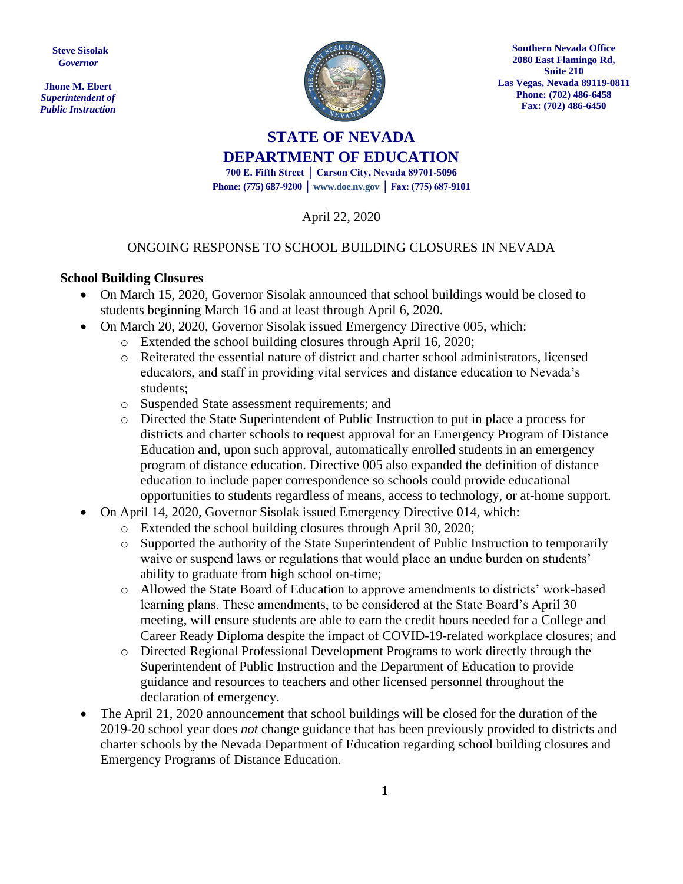**Steve Sisolak**
*Governor*

**Jhone M. Ebert**
*Superintendent of Public Instruction*

**Southern Nevada Office**
**2080 East Flamingo Rd,**
**Suite 210**
**Las Vegas, Nevada 89119-0811**
**Phone: (702) 486-6458**
**Fax: (702) 486-6450**

# STATE OF NEVADA
# DEPARTMENT OF EDUCATION

**700 E. Fifth Street | Carson City, Nevada 89701-5096**
**Phone: (775) 687-9200 | www.doe.nv.gov | Fax: (775) 687-9101**

April 22, 2020

ONGOING RESPONSE TO SCHOOL BUILDING CLOSURES IN NEVADA

## School Building Closures

- On March 15, 2020, Governor Sisolak announced that school buildings would be closed to students beginning March 16 and at least through April 6, 2020.
- On March 20, 2020, Governor Sisolak issued Emergency Directive 005, which:
  - Extended the school building closures through April 16, 2020;
  - Reiterated the essential nature of district and charter school administrators, licensed educators, and staff in providing vital services and distance education to Nevada's students;
  - Suspended State assessment requirements; and
  - Directed the State Superintendent of Public Instruction to put in place a process for districts and charter schools to request approval for an Emergency Program of Distance Education and, upon such approval, automatically enrolled students in an emergency program of distance education. Directive 005 also expanded the definition of distance education to include paper correspondence so schools could provide educational opportunities to students regardless of means, access to technology, or at-home support.
- On April 14, 2020, Governor Sisolak issued Emergency Directive 014, which:
  - Extended the school building closures through April 30, 2020;
  - Supported the authority of the State Superintendent of Public Instruction to temporarily waive or suspend laws or regulations that would place an undue burden on students' ability to graduate from high school on-time;
  - Allowed the State Board of Education to approve amendments to districts' work-based learning plans. These amendments, to be considered at the State Board's April 30 meeting, will ensure students are able to earn the credit hours needed for a College and Career Ready Diploma despite the impact of COVID-19-related workplace closures; and
  - Directed Regional Professional Development Programs to work directly through the Superintendent of Public Instruction and the Department of Education to provide guidance and resources to teachers and other licensed personnel throughout the declaration of emergency.
- The April 21, 2020 announcement that school buildings will be closed for the duration of the 2019-20 school year does *not* change guidance that has been previously provided to districts and charter schools by the Nevada Department of Education regarding school building closures and Emergency Programs of Distance Education.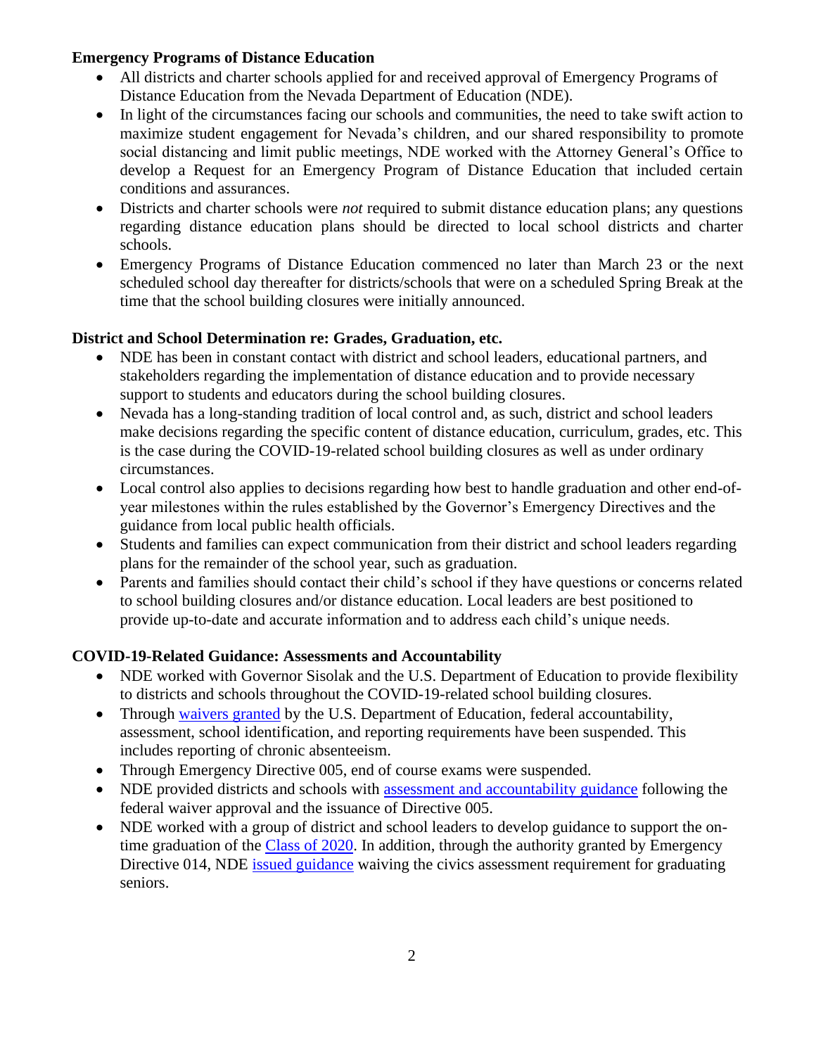**Emergency Programs of Distance Education**

- All districts and charter schools applied for and received approval of Emergency Programs of Distance Education from the Nevada Department of Education (NDE).
- In light of the circumstances facing our schools and communities, the need to take swift action to maximize student engagement for Nevada's children, and our shared responsibility to promote social distancing and limit public meetings, NDE worked with the Attorney General's Office to develop a Request for an Emergency Program of Distance Education that included certain conditions and assurances.
- Districts and charter schools were *not* required to submit distance education plans; any questions regarding distance education plans should be directed to local school districts and charter schools.
- Emergency Programs of Distance Education commenced no later than March 23 or the next scheduled school day thereafter for districts/schools that were on a scheduled Spring Break at the time that the school building closures were initially announced.

**District and School Determination re: Grades, Graduation, etc.**

- NDE has been in constant contact with district and school leaders, educational partners, and stakeholders regarding the implementation of distance education and to provide necessary support to students and educators during the school building closures.
- Nevada has a long-standing tradition of local control and, as such, district and school leaders make decisions regarding the specific content of distance education, curriculum, grades, etc. This is the case during the COVID-19-related school building closures as well as under ordinary circumstances.
- Local control also applies to decisions regarding how best to handle graduation and other end-of-year milestones within the rules established by the Governor's Emergency Directives and the guidance from local public health officials.
- Students and families can expect communication from their district and school leaders regarding plans for the remainder of the school year, such as graduation.
- Parents and families should contact their child's school if they have questions or concerns related to school building closures and/or distance education. Local leaders are best positioned to provide up-to-date and accurate information and to address each child's unique needs.

**COVID-19-Related Guidance: Assessments and Accountability**

- NDE worked with Governor Sisolak and the U.S. Department of Education to provide flexibility to districts and schools throughout the COVID-19-related school building closures.
- Through waivers granted by the U.S. Department of Education, federal accountability, assessment, school identification, and reporting requirements have been suspended. This includes reporting of chronic absenteeism.
- Through Emergency Directive 005, end of course exams were suspended.
- NDE provided districts and schools with assessment and accountability guidance following the federal waiver approval and the issuance of Directive 005.
- NDE worked with a group of district and school leaders to develop guidance to support the on-time graduation of the Class of 2020. In addition, through the authority granted by Emergency Directive 014, NDE issued guidance waiving the civics assessment requirement for graduating seniors.